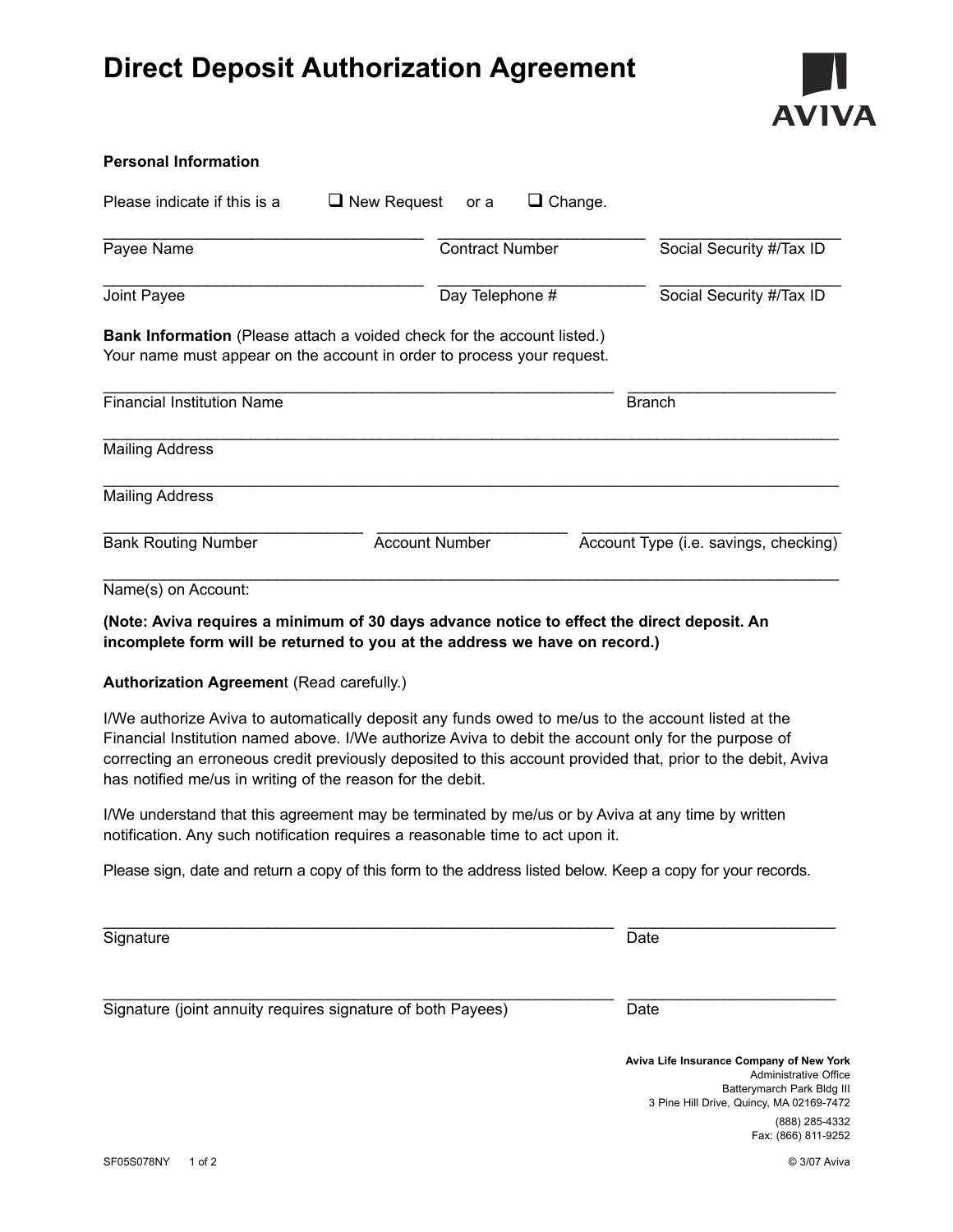# Direct Deposit Authorization Agreement

AVIVA

**Personal Information**

Please indicate if this is a ☐ New Request or a ☐ Change.

| ____________________ | ____________________ | ____________________ |
|---|---|---|
| Payee Name | Contract Number | Social Security #/Tax ID |
| Joint Payee | Day Telephone # | Social Security #/Tax ID |

**Bank Information** (Please attach a voided check for the account listed.)
Your name must appear on the account in order to process your request.

______________________________________________ ____________________
Financial Institution Name Branch

______________________________________________________________________
Mailing Address

______________________________________________________________________
Mailing Address

____________________ ____________________ ____________________
Bank Routing Number Account Number Account Type (i.e. savings, checking)

______________________________________________________________________
Name(s) on Account:

**(Note: Aviva requires a minimum of 30 days advance notice to effect the direct deposit. An incomplete form will be returned to you at the address we have on record.)**

**Authorization Agreement** (Read carefully.)

I/We authorize Aviva to automatically deposit any funds owed to me/us to the account listed at the Financial Institution named above. I/We authorize Aviva to debit the account only for the purpose of correcting an erroneous credit previously deposited to this account provided that, prior to the debit, Aviva has notified me/us in writing of the reason for the debit.

I/We understand that this agreement may be terminated by me/us or by Aviva at any time by written notification. Any such notification requires a reasonable time to act upon it.

Please sign, date and return a copy of this form to the address listed below. Keep a copy for your records.

______________________________________________ ____________________
Signature Date

______________________________________________ ____________________
Signature (joint annuity requires signature of both Payees) Date

**Aviva Life Insurance Company of New York**
Administrative Office
Batterymarch Park Bldg III
3 Pine Hill Drive, Quincy, MA 02169-7472

(888) 285-4332
Fax: (866) 811-9252

SF05S078NY © 3/07 Aviva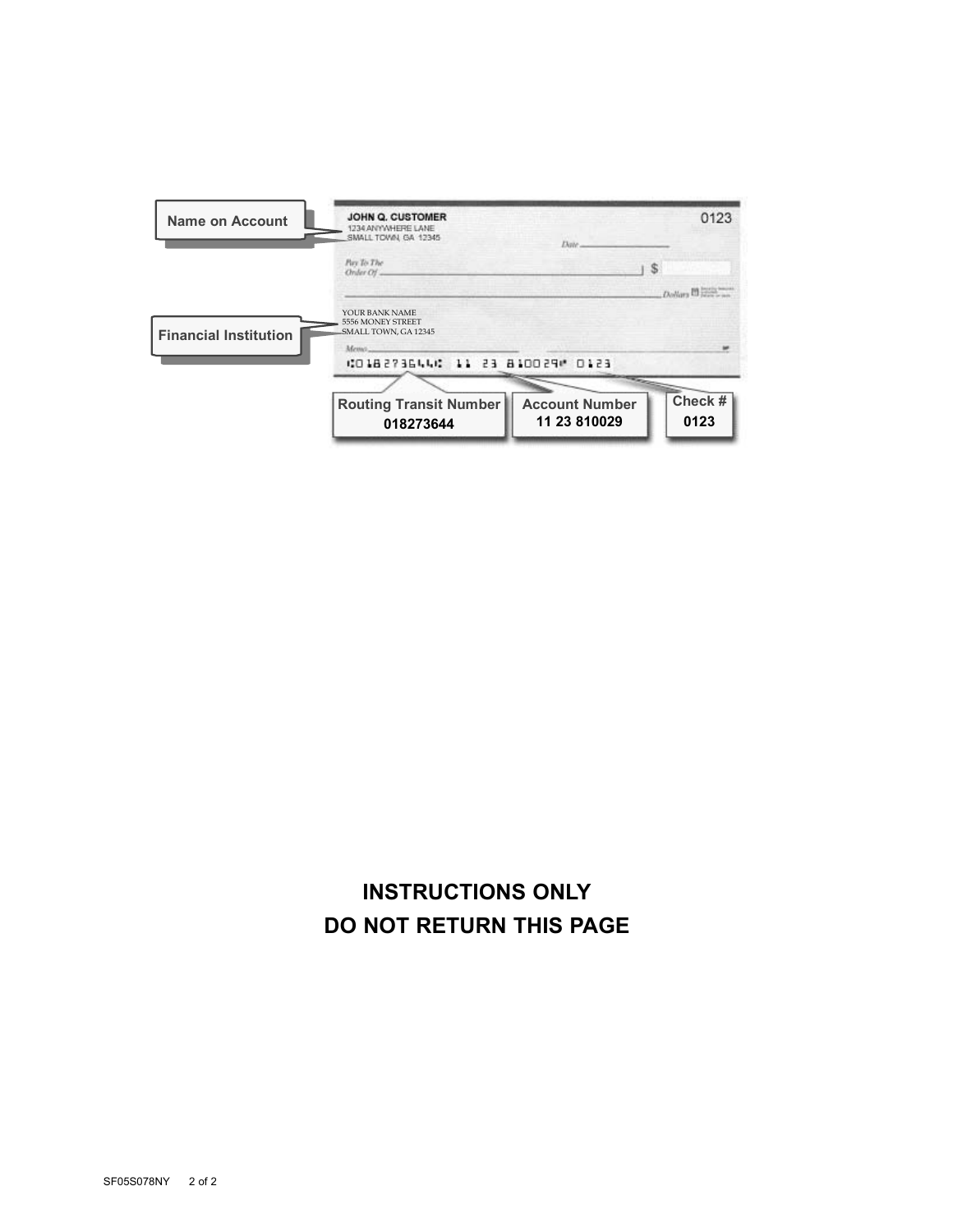Name on Account

JOHN Q. CUSTOMER
1234 ANYWHERE LANE
SMALL TOWN, GA 12345

0123

Date

Pay To The Order Of $

Dollars

Financial Institution

YOUR BANK NAME
5556 MONEY STREET
SMALL TOWN, GA 12345

Memo

⑆018273644⑆ 11 23 810029⑈ 0123

**Routing Transit Number**
**018273644**

**Account Number**
**11 23 810029**

**Check #**
**0123**

## INSTRUCTIONS ONLY
## DO NOT RETURN THIS PAGE

SF05S078NY